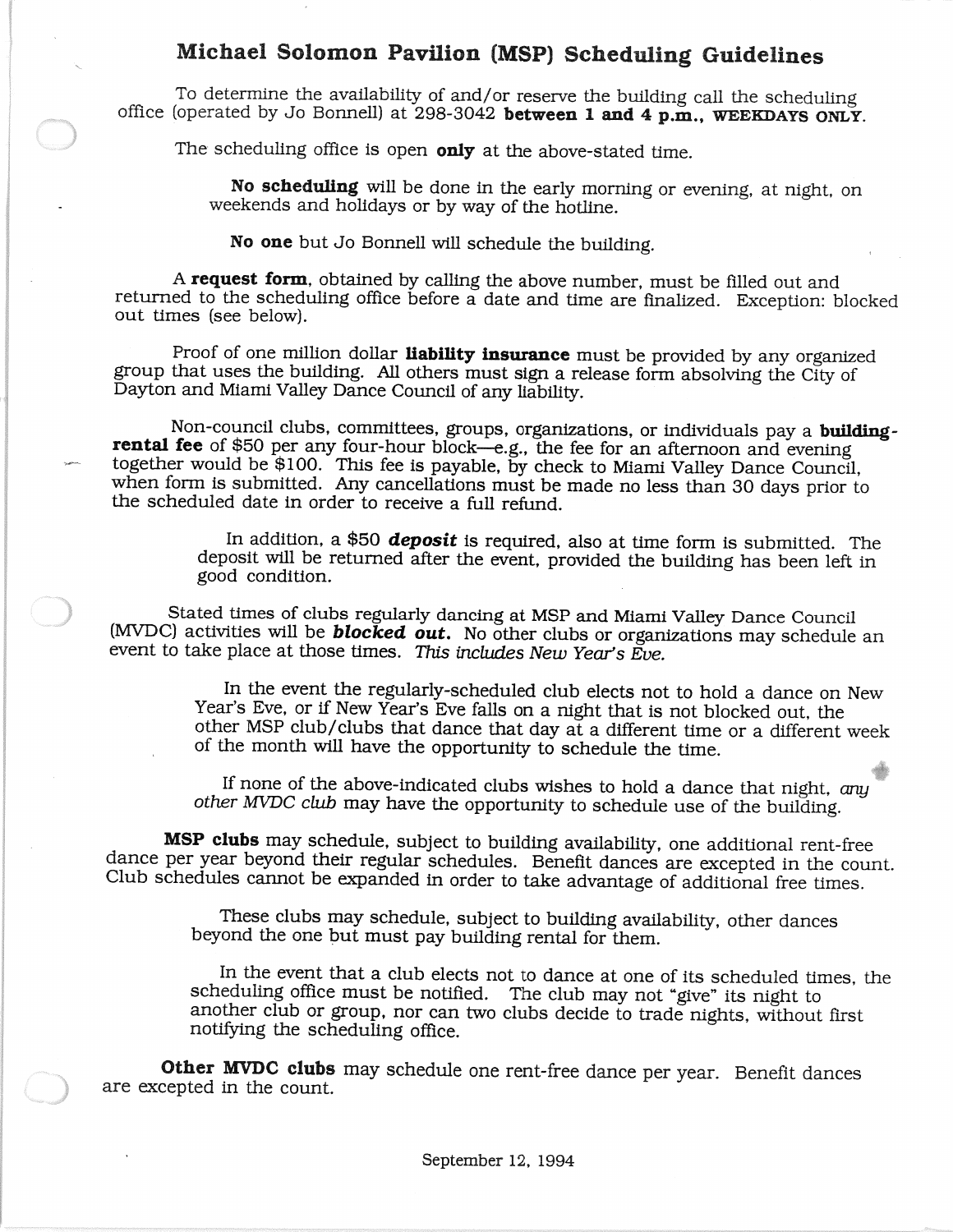# Michael Solomon Pavilion (MSP) Scheduling Guidelines

To determine the availability of and/or reserve the building call the scheduling office (operated by Jo Bonnell) at 298-3042 **between 1 and 4 p.m., WEEKDAYS ONLY**.

The scheduling office is open **only** at the above-stated time.

> **No scheduling** will be done in the early morning or evening, at night, on weekends and holidays or by way of the hotline.
>
> **No one** but Jo Bonnell will schedule the building.

A **request form**, obtained by calling the above number, must be filled out and returned to the scheduling office before a date and time are finalized. Exception: blocked out times (see below).

Proof of one million dollar **liability insurance** must be provided by any organized group that uses the building. All others must sign a release form absolving the City of Dayton and Miami Valley Dance Council of any liability.

Non-council clubs, committees, groups, organizations, or individuals pay a **building-rental fee** of $50 per any four-hour block—e.g., the fee for an afternoon and evening together would be $100. This fee is payable, by check to Miami Valley Dance Council, when form is submitted. Any cancellations must be made no less than 30 days prior to the scheduled date in order to receive a full refund.

> In addition, a $50 ***deposit*** is required, also at time form is submitted. The deposit will be returned after the event, provided the building has been left in good condition.

Stated times of clubs regularly dancing at MSP and Miami Valley Dance Council (MVDC) activities will be ***blocked out.*** No other clubs or organizations may schedule an event to take place at those times. *This includes New Year's Eve.*

> In the event the regularly-scheduled club elects not to hold a dance on New Year's Eve, or if New Year's Eve falls on a night that is not blocked out, the other MSP club/clubs that dance that day at a different time or a different week of the month will have the opportunity to schedule the time.
>
> If none of the above-indicated clubs wishes to hold a dance that night, *any other MVDC club* may have the opportunity to schedule use of the building.

**MSP clubs** may schedule, subject to building availability, one additional rent-free dance per year beyond their regular schedules. Benefit dances are excepted in the count. Club schedules cannot be expanded in order to take advantage of additional free times.

> These clubs may schedule, subject to building availability, other dances beyond the one but must pay building rental for them.
>
> In the event that a club elects not to dance at one of its scheduled times, the scheduling office must be notified. The club may not "give" its night to another club or group, nor can two clubs decide to trade nights, without first notifying the scheduling office.

**Other MVDC clubs** may schedule one rent-free dance per year. Benefit dances are excepted in the count.

September 12, 1994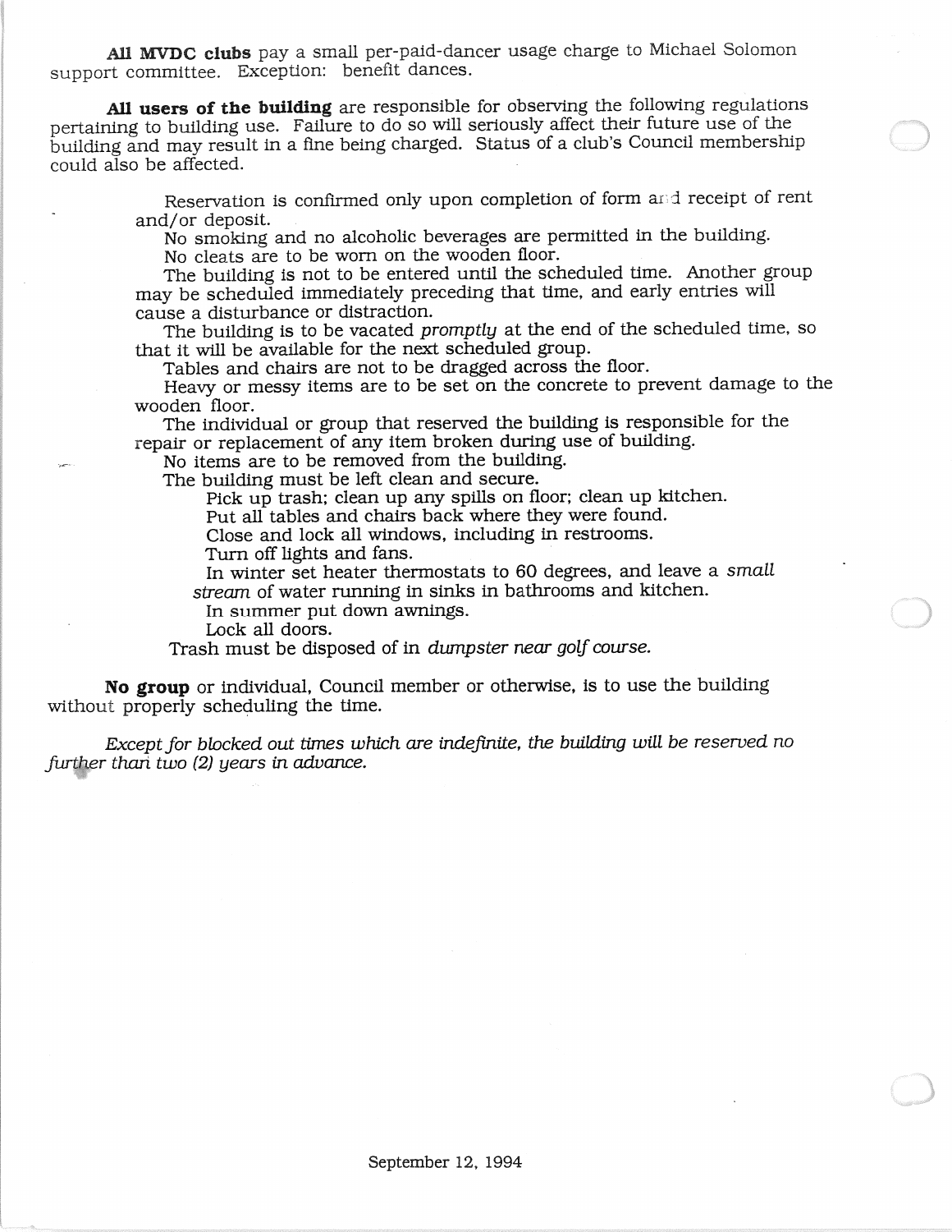**All MVDC clubs** pay a small per-paid-dancer usage charge to Michael Solomon support committee. Exception: benefit dances.

**All users of the building** are responsible for observing the following regulations pertaining to building use. Failure to do so will seriously affect their future use of the building and may result in a fine being charged. Status of a club's Council membership could also be affected.

> Reservation is confirmed only upon completion of form and receipt of rent and/or deposit.
> No smoking and no alcoholic beverages are permitted in the building.
> No cleats are to be worn on the wooden floor.
> The building is not to be entered until the scheduled time. Another group may be scheduled immediately preceding that time, and early entries will cause a disturbance or distraction.
> The building is to be vacated *promptly* at the end of the scheduled time, so that it will be available for the next scheduled group.
> Tables and chairs are not to be dragged across the floor.
> Heavy or messy items are to be set on the concrete to prevent damage to the wooden floor.
> The individual or group that reserved the building is responsible for the repair or replacement of any item broken during use of building.
> No items are to be removed from the building.
> The building must be left clean and secure.
>
> > Pick up trash; clean up any spills on floor; clean up kitchen.
> > Put all tables and chairs back where they were found.
> > Close and lock all windows, including in restrooms.
> > Turn off lights and fans.
> > In winter set heater thermostats to 60 degrees, and leave a *small stream* of water running in sinks in bathrooms and kitchen.
> > In summer put down awnings.
> > Lock all doors.
>
> Trash must be disposed of in *dumpster near golf course.*

**No group** or individual, Council member or otherwise, is to use the building without properly scheduling the time.

*Except for blocked out times which are indefinite, the building will be reserved no further than two (2) years in advance.*

September 12, 1994